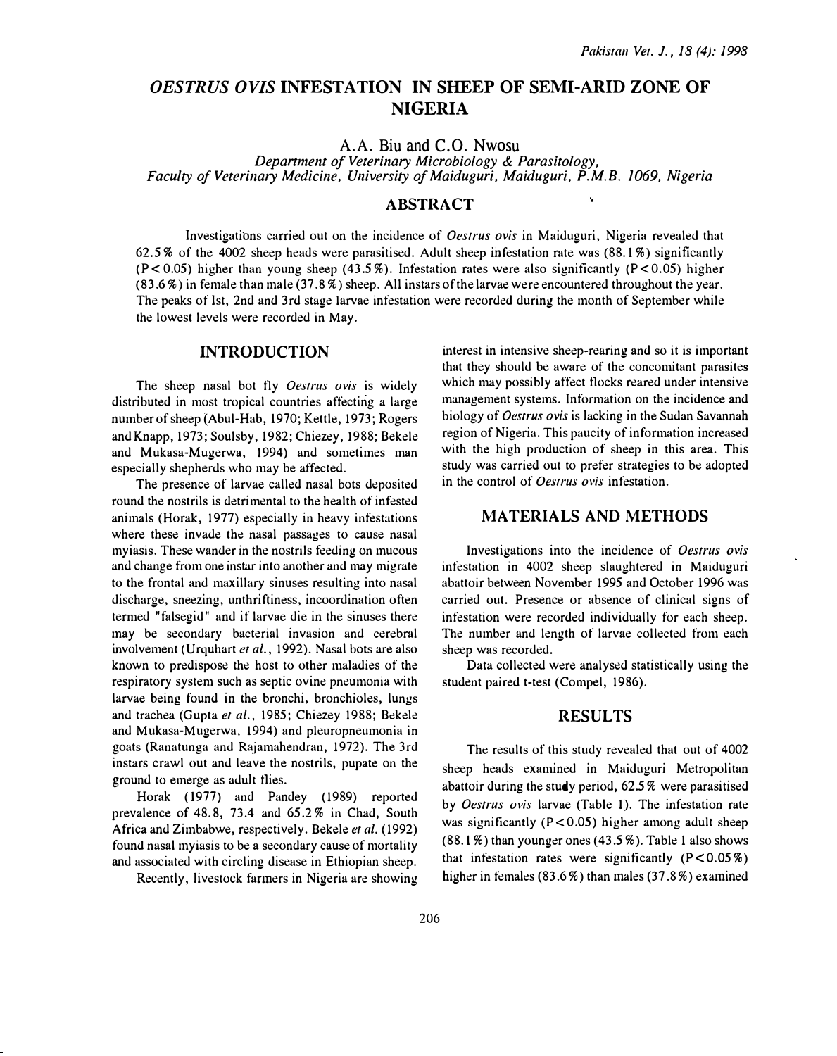# *OESTRUS OVIS* INFESTATION IN SHEEP OF SEMI-ARID ZONE OF NIGERIA

A.A. Biu and C.O. Nwosu

*Department of Veterinary Microbiology & Parasitology, Faculty of Veterinary Medicine, University of Maiduguri, Maiduguri, P.M.B. 1069, Nigeria*

## ABSTRACT

Investigations carried out on the incidence of *Oestrus ovis* in Maiduguri, Nigeria revealed that 62.5% of the 4002 sheep heads were parasitised. Adult sheep infestation rate was (88.1%) significantly ($P<0.05$) higher than young sheep (43.5%). Infestation rates were also significantly ($P<0.05$) higher (83.6%) in female than male (37.8%) sheep. All instars of the larvae were encountered throughout the year. The peaks of Ist, 2nd and 3rd stage larvae infestation were recorded during the month of September while the lowest levels were recorded in May.

## INTRODUCTION

The sheep nasal bot fly *Oestrus ovis* is widely distributed in most tropical countries affecting a large number of sheep (Abul-Hab, 1970; Kettle, 1973; Rogers and Knapp, 1973; Soulsby, 1982; Chiezey, 1988; Bekele and Mukasa-Mugerwa, 1994) and sometimes man especially shepherds who may be affected.

The presence of larvae called nasal bots deposited round the nostrils is detrimental to the health of infested animals (Horak, 1977) especially in heavy infestations where these invade the nasal passages to cause nasal myiasis. These wander in the nostrils feeding on mucous and change from one instar into another and may migrate to the frontal and maxillary sinuses resulting into nasal discharge, sneezing, unthriftiness, incoordination often termed "falsegid" and if larvae die in the sinuses there may be secondary bacterial invasion and cerebral involvement (Urquhart *et al.*, 1992). Nasal bots are also known to predispose the host to other maladies of the respiratory system such as septic ovine pneumonia with larvae being found in the bronchi, bronchioles, lungs and trachea (Gupta *et al.*, 1985; Chiezey 1988; Bekele and Mukasa-Mugerwa, 1994) and pleuropneumonia in goats (Ranatunga and Rajamahendran, 1972). The 3rd instars crawl out and leave the nostrils, pupate on the ground to emerge as adult flies.

Horak (1977) and Pandey (1989) reported prevalence of 48.8, 73.4 and 65.2% in Chad, South Africa and Zimbabwe, respectively. Bekele *et al.* (1992) found nasal myiasis to be a secondary cause of mortality and associated with circling disease in Ethiopian sheep.

Recently, livestock farmers in Nigeria are showing interest in intensive sheep-rearing and so it is important that they should be aware of the concomitant parasites which may possibly affect flocks reared under intensive management systems. Information on the incidence and biology of *Oestrus ovis* is lacking in the Sudan Savannah region of Nigeria. This paucity of information increased with the high production of sheep in this area. This study was carried out to prefer strategies to be adopted in the control of *Oestrus ovis* infestation.

## MATERIALS AND METHODS

Investigations into the incidence of *Oestrus ovis* infestation in 4002 sheep slaughtered in Maiduguri abattoir between November 1995 and October 1996 was carried out. Presence or absence of clinical signs of infestation were recorded individually for each sheep. The number and length of larvae collected from each sheep was recorded.

Data collected were analysed statistically using the student paired t-test (Compel, 1986).

## RESULTS

The results of this study revealed that out of 4002 sheep heads examined in Maiduguri Metropolitan abattoir during the study period, 62.5% were parasitised by *Oestrus ovis* larvae (Table 1). The infestation rate was significantly ($P<0.05$) higher among adult sheep (88.1%) than younger ones (43.5%). Table 1 also shows that infestation rates were significantly ($P<0.05\%$) higher in females (83.6%) than males (37.8%) examined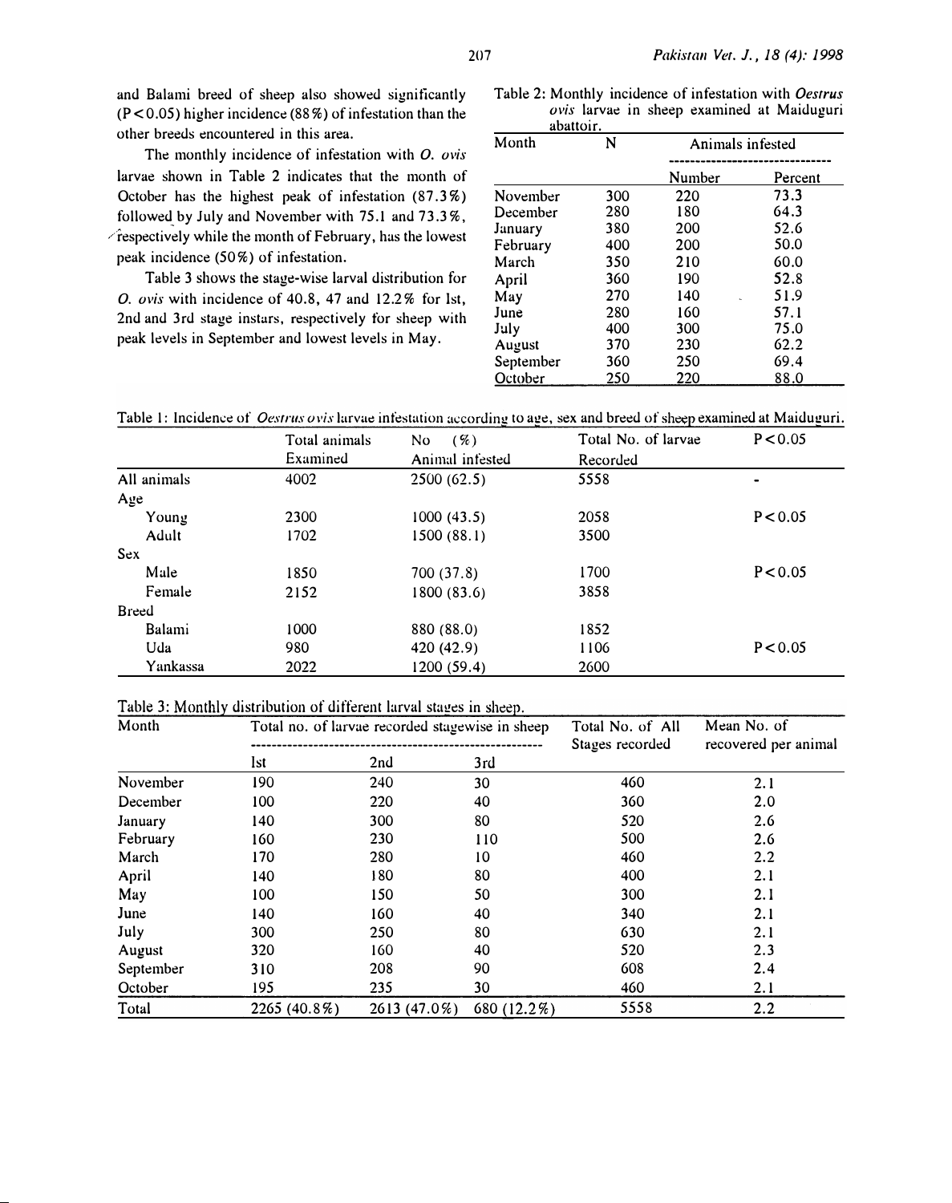and Balami breed of sheep also showed significantly ($P<0.05$) higher incidence (88%) of infestation than the other breeds encountered in this area.

The monthly incidence of infestation with *O. ovis* larvae shown in Table 2 indicates that the month of October has the highest peak of infestation (87.3%) followed by July and November with 75.1 and 73.3%, respectively while the month of February, has the lowest peak incidence (50%) of infestation.

Table 3 shows the stage-wise larval distribution for *O. ovis* with incidence of 40.8, 47 and 12.2% for 1st, 2nd and 3rd stage instars, respectively for sheep with peak levels in September and lowest levels in May.

Table 2: Monthly incidence of infestation with *Oestrus ovis* larvae in sheep examined at Maiduguri abattoir.

| Month | N | Animals infested | |
|---|---|---|---|
| | | Number | Percent |
| November | 300 | 220 | 73.3 |
| December | 280 | 180 | 64.3 |
| January | 380 | 200 | 52.6 |
| February | 400 | 200 | 50.0 |
| March | 350 | 210 | 60.0 |
| April | 360 | 190 | 52.8 |
| May | 270 | 140 | 51.9 |
| June | 280 | 160 | 57.1 |
| July | 400 | 300 | 75.0 |
| August | 370 | 230 | 62.2 |
| September | 360 | 250 | 69.4 |
| October | 250 | 220 | 88.0 |

Table 1: Incidence of *Oestrus ovis* larvae infestation according to age, sex and breed of sheep examined at Maiduguri.

| | Total animals Examined | No (%) Animal infested | Total No. of larvae Recorded | $P<0.05$ |
|---|---|---|---|---|
| All animals | 4002 | 2500 (62.5) | 5558 | - |
| Age | | | | |
| Young | 2300 | 1000 (43.5) | 2058 | $P<0.05$ |
| Adult | 1702 | 1500 (88.1) | 3500 | |
| Sex | | | | |
| Male | 1850 | 700 (37.8) | 1700 | $P<0.05$ |
| Female | 2152 | 1800 (83.6) | 3858 | |
| Breed | | | | |
| Balami | 1000 | 880 (88.0) | 1852 | |
| Uda | 980 | 420 (42.9) | 1106 | $P<0.05$ |
| Yankassa | 2022 | 1200 (59.4) | 2600 | |

Table 3: Monthly distribution of different larval stages in sheep.

| Month | Total no. of larvae recorded stagewise in sheep | | | Total No. of All Stages recorded | Mean No. of recovered per animal |
|---|---|---|---|---|---|
| | 1st | 2nd | 3rd | | |
| November | 190 | 240 | 30 | 460 | 2.1 |
| December | 100 | 220 | 40 | 360 | 2.0 |
| January | 140 | 300 | 80 | 520 | 2.6 |
| February | 160 | 230 | 110 | 500 | 2.6 |
| March | 170 | 280 | 10 | 460 | 2.2 |
| April | 140 | 180 | 80 | 400 | 2.1 |
| May | 100 | 150 | 50 | 300 | 2.1 |
| June | 140 | 160 | 40 | 340 | 2.1 |
| July | 300 | 250 | 80 | 630 | 2.1 |
| August | 320 | 160 | 40 | 520 | 2.3 |
| September | 310 | 208 | 90 | 608 | 2.4 |
| October | 195 | 235 | 30 | 460 | 2.1 |
| Total | 2265 (40.8%) | 2613 (47.0%) | 680 (12.2%) | 5558 | 2.2 |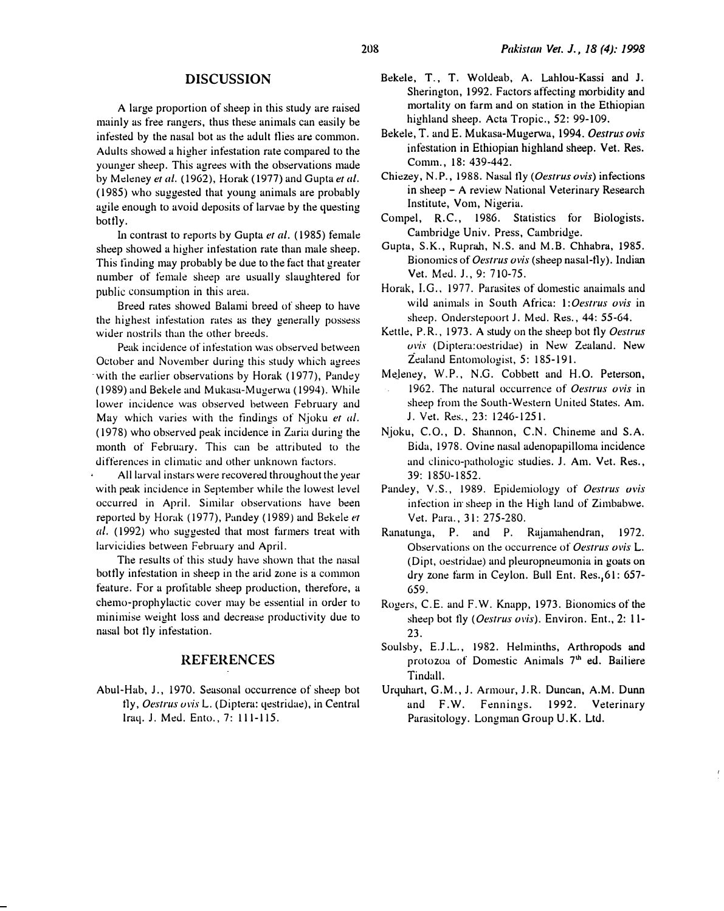## DISCUSSION

A large proportion of sheep in this study are raised mainly as free rangers, thus these animals can easily be infested by the nasal bot as the adult flies are common. Adults showed a higher infestation rate compared to the younger sheep. This agrees with the observations made by Meleney *et al.* (1962), Horak (1977) and Gupta *et al.* (1985) who suggested that young animals are probably agile enough to avoid deposits of larvae by the questing botfly.

In contrast to reports by Gupta *et al.* (1985) female sheep showed a higher infestation rate than male sheep. This finding may probably be due to the fact that greater number of female sheep are usually slaughtered for public consumption in this area.

Breed rates showed Balami breed of sheep to have the highest infestation rates as they generally possess wider nostrils than the other breeds.

Peak incidence of infestation was observed between October and November during this study which agrees with the earlier observations by Horak (1977), Pandey (1989) and Bekele and Mukasa-Mugerwa (1994). While lower incidence was observed between February and May which varies with the findings of Njoku *et al.* (1978) who observed peak incidence in Zaria during the month of February. This can be attributed to the differences in climatic and other unknown factors.

All larval instars were recovered throughout the year with peak incidence in September while the lowest level occurred in April. Similar observations have been reported by Horak (1977), Pandey (1989) and Bekele *et al.* (1992) who suggested that most farmers treat with larvicidies between February and April.

The results of this study have shown that the nasal botfly infestation in sheep in the arid zone is a common feature. For a profitable sheep production, therefore, a chemo-prophylactic cover may be essential in order to minimise weight loss and decrease productivity due to nasal bot fly infestation.

## REFERENCES

Abul-Hab, J., 1970. Seasonal occurrence of sheep bot fly, *Oestrus ovis* L. (Diptera: qestridae), in Central Iraq. J. Med. Ento., 7: 111-115.

Bekele, T., T. Woldeab, A. Lahlou-Kassi and J. Sherington, 1992. Factors affecting morbidity and mortality on farm and on station in the Ethiopian highland sheep. Acta Tropic., 52: 99-109.

Bekele, T. and E. Mukasa-Mugerwa, 1994. *Oestrus ovis* infestation in Ethiopian highland sheep. Vet. Res. Comm., 18: 439-442.

Chiezey, N.P., 1988. Nasal fly (*Oestrus ovis*) infections in sheep – A review National Veterinary Research Institute, Vom, Nigeria.

Compel, R.C., 1986. Statistics for Biologists. Cambridge Univ. Press, Cambridge.

Gupta, S.K., Ruprah, N.S. and M.B. Chhabra, 1985. Bionomics of *Oestrus ovis* (sheep nasal-fly). Indian Vet. Med. J., 9: 710-75.

Horak, I.G., 1977. Parasites of domestic anaimals and wild animals in South Africa: 1:*Oestrus ovis* in sheep. Onderstepoort J. Med. Res., 44: 55-64.

Kettle, P.R., 1973. A study on the sheep bot fly *Oestrus ovis* (Diptera:oestridae) in New Zealand. New Zealand Entomologist, 5: 185-191.

Meleney, W.P., N.G. Cobbett and H.O. Peterson, 1962. The natural occurrence of *Oestrus ovis* in sheep from the South-Western United States. Am. J. Vet. Res., 23: 1246-1251.

Njoku, C.O., D. Shannon, C.N. Chineme and S.A. Bida, 1978. Ovine nasal adenopapilloma incidence and clinico-pathologic studies. J. Am. Vet. Res., 39: 1850-1852.

Pandey, V.S., 1989. Epidemiology of *Oestrus ovis* infection in sheep in the High land of Zimbabwe. Vet. Para., 31: 275-280.

Ranatunga, P. and P. Rajamahendran, 1972. Observations on the occurrence of *Oestrus ovis* L. (Dipt, oestridae) and pleuropneumonia in goats on dry zone farm in Ceylon. Bull Ent. Res.,61: 657-659.

Rogers, C.E. and F.W. Knapp, 1973. Bionomics of the sheep bot fly (*Oestrus ovis*). Environ. Ent., 2: 11-23.

Soulsby, E.J.L., 1982. Helminths, Arthropods and protozoa of Domestic Animals 7th ed. Bailiere Tindall.

Urquhart, G.M., J. Armour, J.R. Duncan, A.M. Dunn and F.W. Fennings. 1992. Veterinary Parasitology. Longman Group U.K. Ltd.